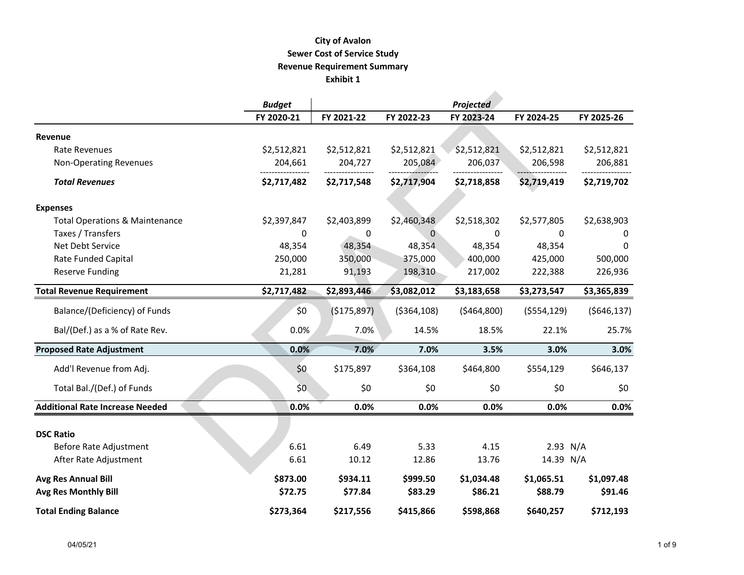**City of Avalon**
**Sewer Cost of Service Study**
**Revenue Requirement Summary**
**Exhibit 1**

| | *Budget* | *Projected* | | | | |
|---|---|---|---|---|---|---|
| | **FY 2020-21** | **FY 2021-22** | **FY 2022-23** | **FY 2023-24** | **FY 2024-25** | **FY 2025-26** |
| **Revenue** | | | | | | |
| Rate Revenues | $2,512,821 | $2,512,821 | $2,512,821 | $2,512,821 | $2,512,821 | $2,512,821 |
| Non-Operating Revenues | 204,661 | 204,727 | 205,084 | 206,037 | 206,598 | 206,881 |
| ***Total Revenues*** | **$2,717,482** | **$2,717,548** | **$2,717,904** | **$2,718,858** | **$2,719,419** | **$2,719,702** |
| **Expenses** | | | | | | |
| Total Operations & Maintenance | $2,397,847 | $2,403,899 | $2,460,348 | $2,518,302 | $2,577,805 | $2,638,903 |
| Taxes / Transfers | 0 | 0 | 0 | 0 | 0 | 0 |
| Net Debt Service | 48,354 | 48,354 | 48,354 | 48,354 | 48,354 | 0 |
| Rate Funded Capital | 250,000 | 350,000 | 375,000 | 400,000 | 425,000 | 500,000 |
| Reserve Funding | 21,281 | 91,193 | 198,310 | 217,002 | 222,388 | 226,936 |
| **Total Revenue Requirement** | **$2,717,482** | **$2,893,446** | **$3,082,012** | **$3,183,658** | **$3,273,547** | **$3,365,839** |
| Balance/(Deficiency) of Funds | $0 | ($175,897) | ($364,108) | ($464,800) | ($554,129) | ($646,137) |
| Bal/(Def.) as a % of Rate Rev. | 0.0% | 7.0% | 14.5% | 18.5% | 22.1% | 25.7% |
| **Proposed Rate Adjustment** | **0.0%** | **7.0%** | **7.0%** | **3.5%** | **3.0%** | **3.0%** |
| Add'l Revenue from Adj. | $0 | $175,897 | $364,108 | $464,800 | $554,129 | $646,137 |
| Total Bal./(Def.) of Funds | $0 | $0 | $0 | $0 | $0 | $0 |
| **Additional Rate Increase Needed** | **0.0%** | **0.0%** | **0.0%** | **0.0%** | **0.0%** | **0.0%** |
| **DSC Ratio** | | | | | | |
| Before Rate Adjustment | 6.61 | 6.49 | 5.33 | 4.15 | 2.93 | N/A |
| After Rate Adjustment | 6.61 | 10.12 | 12.86 | 13.76 | 14.39 | N/A |
| **Avg Res Annual Bill** | **$873.00** | **$934.11** | **$999.50** | **$1,034.48** | **$1,065.51** | **$1,097.48** |
| **Avg Res Monthly Bill** | **$72.75** | **$77.84** | **$83.29** | **$86.21** | **$88.79** | **$91.46** |
| **Total Ending Balance** | **$273,364** | **$217,556** | **$415,866** | **$598,868** | **$640,257** | **$712,193** |

04/05/21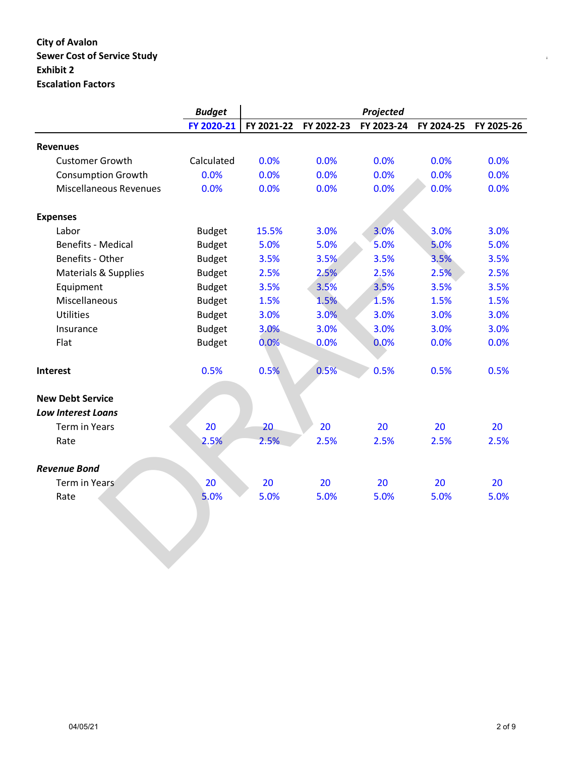**City of Avalon**
**Sewer Cost of Service Study**
**Exhibit 2**
**Escalation Factors**

| | *Budget* | *Projected* | | | | |
|---|---|---|---|---|---|---|
| | **FY 2020-21** | **FY 2021-22** | **FY 2022-23** | **FY 2023-24** | **FY 2024-25** | **FY 2025-26** |
| **Revenues** | | | | | | |
| Customer Growth | Calculated | 0.0% | 0.0% | 0.0% | 0.0% | 0.0% |
| Consumption Growth | 0.0% | 0.0% | 0.0% | 0.0% | 0.0% | 0.0% |
| Miscellaneous Revenues | 0.0% | 0.0% | 0.0% | 0.0% | 0.0% | 0.0% |
| **Expenses** | | | | | | |
| Labor | Budget | 15.5% | 3.0% | 3.0% | 3.0% | 3.0% |
| Benefits - Medical | Budget | 5.0% | 5.0% | 5.0% | 5.0% | 5.0% |
| Benefits - Other | Budget | 3.5% | 3.5% | 3.5% | 3.5% | 3.5% |
| Materials & Supplies | Budget | 2.5% | 2.5% | 2.5% | 2.5% | 2.5% |
| Equipment | Budget | 3.5% | 3.5% | 3.5% | 3.5% | 3.5% |
| Miscellaneous | Budget | 1.5% | 1.5% | 1.5% | 1.5% | 1.5% |
| Utilities | Budget | 3.0% | 3.0% | 3.0% | 3.0% | 3.0% |
| Insurance | Budget | 3.0% | 3.0% | 3.0% | 3.0% | 3.0% |
| Flat | Budget | 0.0% | 0.0% | 0.0% | 0.0% | 0.0% |
| **Interest** | 0.5% | 0.5% | 0.5% | 0.5% | 0.5% | 0.5% |
| **New Debt Service** | | | | | | |
| ***Low Interest Loans*** | | | | | | |
| Term in Years | 20 | 20 | 20 | 20 | 20 | 20 |
| Rate | 2.5% | 2.5% | 2.5% | 2.5% | 2.5% | 2.5% |
| ***Revenue Bond*** | | | | | | |
| Term in Years | 20 | 20 | 20 | 20 | 20 | 20 |
| Rate | 5.0% | 5.0% | 5.0% | 5.0% | 5.0% | 5.0% |

04/05/21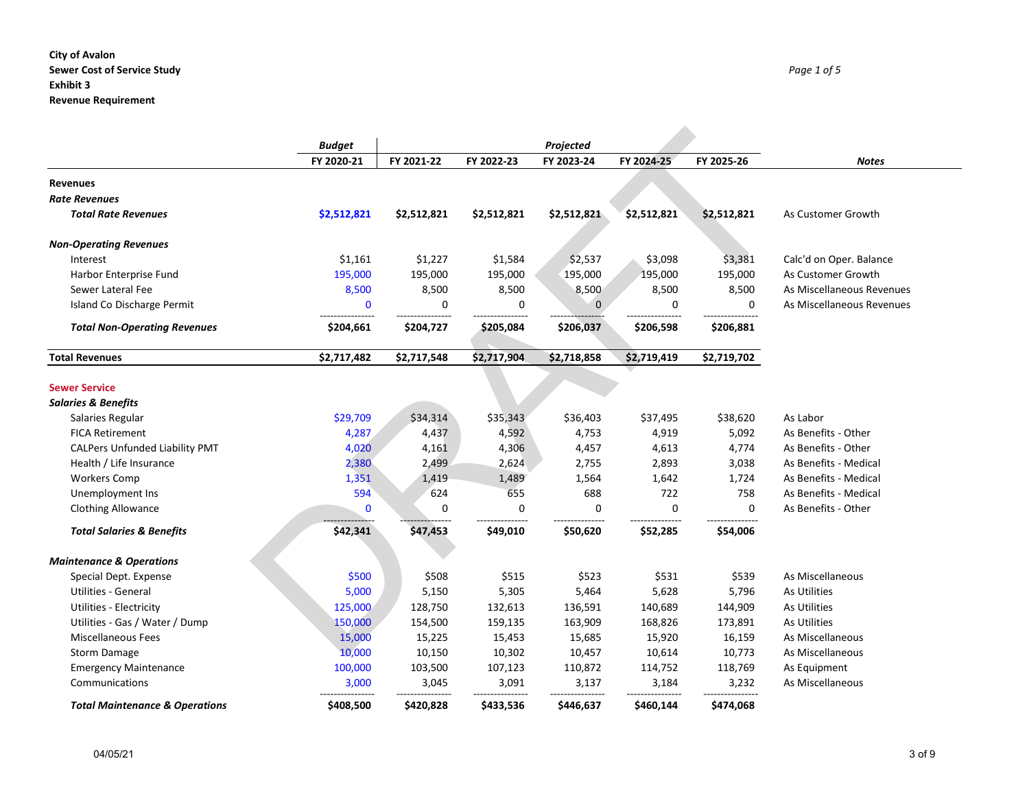**City of Avalon**
**Sewer Cost of Service Study**
**Exhibit 3**
**Revenue Requirement**

*Page 1 of 5*

| | *Budget* | *Projected* | | | | | |
|---|---|---|---|---|---|---|---|
| | **FY 2020-21** | **FY 2021-22** | **FY 2022-23** | **FY 2023-24** | **FY 2024-25** | **FY 2025-26** | ***Notes*** |
| **Revenues** | | | | | | | |
| ***Rate Revenues*** | | | | | | | |
| ***Total Rate Revenues*** | **$2,512,821** | **$2,512,821** | **$2,512,821** | **$2,512,821** | **$2,512,821** | **$2,512,821** | As Customer Growth |
| ***Non-Operating Revenues*** | | | | | | | |
| Interest | $1,161 | $1,227 | $1,584 | $2,537 | $3,098 | $3,381 | Calc'd on Oper. Balance |
| Harbor Enterprise Fund | 195,000 | 195,000 | 195,000 | 195,000 | 195,000 | 195,000 | As Customer Growth |
| Sewer Lateral Fee | 8,500 | 8,500 | 8,500 | 8,500 | 8,500 | 8,500 | As Miscellaneous Revenues |
| Island Co Discharge Permit | 0 | 0 | 0 | 0 | 0 | 0 | As Miscellaneous Revenues |
| ***Total Non-Operating Revenues*** | **$204,661** | **$204,727** | **$205,084** | **$206,037** | **$206,598** | **$206,881** | |
| **Total Revenues** | **$2,717,482** | **$2,717,548** | **$2,717,904** | **$2,718,858** | **$2,719,419** | **$2,719,702** | |
| **Sewer Service** | | | | | | | |
| ***Salaries & Benefits*** | | | | | | | |
| Salaries Regular | $29,709 | $34,314 | $35,343 | $36,403 | $37,495 | $38,620 | As Labor |
| FICA Retirement | 4,287 | 4,437 | 4,592 | 4,753 | 4,919 | 5,092 | As Benefits - Other |
| CALPers Unfunded Liability PMT | 4,020 | 4,161 | 4,306 | 4,457 | 4,613 | 4,774 | As Benefits - Other |
| Health / Life Insurance | 2,380 | 2,499 | 2,624 | 2,755 | 2,893 | 3,038 | As Benefits - Medical |
| Workers Comp | 1,351 | 1,419 | 1,489 | 1,564 | 1,642 | 1,724 | As Benefits - Medical |
| Unemployment Ins | 594 | 624 | 655 | 688 | 722 | 758 | As Benefits - Medical |
| Clothing Allowance | 0 | 0 | 0 | 0 | 0 | 0 | As Benefits - Other |
| ***Total Salaries & Benefits*** | **$42,341** | **$47,453** | **$49,010** | **$50,620** | **$52,285** | **$54,006** | |
| ***Maintenance & Operations*** | | | | | | | |
| Special Dept. Expense | $500 | $508 | $515 | $523 | $531 | $539 | As Miscellaneous |
| Utilities - General | 5,000 | 5,150 | 5,305 | 5,464 | 5,628 | 5,796 | As Utilities |
| Utilities - Electricity | 125,000 | 128,750 | 132,613 | 136,591 | 140,689 | 144,909 | As Utilities |
| Utilities - Gas / Water / Dump | 150,000 | 154,500 | 159,135 | 163,909 | 168,826 | 173,891 | As Utilities |
| Miscellaneous Fees | 15,000 | 15,225 | 15,453 | 15,685 | 15,920 | 16,159 | As Miscellaneous |
| Storm Damage | 10,000 | 10,150 | 10,302 | 10,457 | 10,614 | 10,773 | As Miscellaneous |
| Emergency Maintenance | 100,000 | 103,500 | 107,123 | 110,872 | 114,752 | 118,769 | As Equipment |
| Communications | 3,000 | 3,045 | 3,091 | 3,137 | 3,184 | 3,232 | As Miscellaneous |
| ***Total Maintenance & Operations*** | **$408,500** | **$420,828** | **$433,536** | **$446,637** | **$460,144** | **$474,068** | |

04/05/21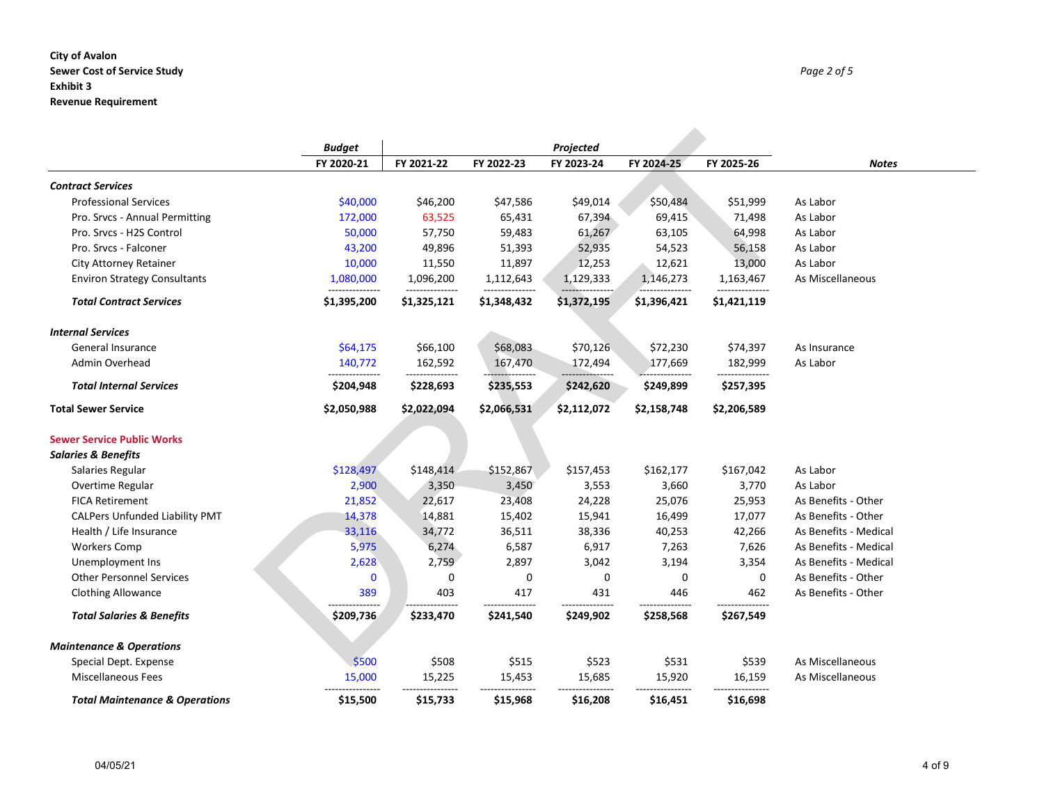**City of Avalon**
**Sewer Cost of Service Study**
**Exhibit 3**
**Revenue Requirement**

*Page 2 of 5*

| | *Budget* | *Projected* | | | | | |
|---|---|---|---|---|---|---|---|
| | FY 2020-21 | FY 2021-22 | FY 2022-23 | FY 2023-24 | FY 2024-25 | FY 2025-26 | *Notes* |
| ***Contract Services*** | | | | | | | |
| Professional Services | $40,000 | $46,200 | $47,586 | $49,014 | $50,484 | $51,999 | As Labor |
| Pro. Srvcs - Annual Permitting | 172,000 | 63,525 | 65,431 | 67,394 | 69,415 | 71,498 | As Labor |
| Pro. Srvcs - H2S Control | 50,000 | 57,750 | 59,483 | 61,267 | 63,105 | 64,998 | As Labor |
| Pro. Srvcs - Falconer | 43,200 | 49,896 | 51,393 | 52,935 | 54,523 | 56,158 | As Labor |
| City Attorney Retainer | 10,000 | 11,550 | 11,897 | 12,253 | 12,621 | 13,000 | As Labor |
| Environ Strategy Consultants | 1,080,000 | 1,096,200 | 1,112,643 | 1,129,333 | 1,146,273 | 1,163,467 | As Miscellaneous |
| ***Total Contract Services*** | **$1,395,200** | **$1,325,121** | **$1,348,432** | **$1,372,195** | **$1,396,421** | **$1,421,119** | |
| ***Internal Services*** | | | | | | | |
| General Insurance | $64,175 | $66,100 | $68,083 | $70,126 | $72,230 | $74,397 | As Insurance |
| Admin Overhead | 140,772 | 162,592 | 167,470 | 172,494 | 177,669 | 182,999 | As Labor |
| ***Total Internal Services*** | **$204,948** | **$228,693** | **$235,553** | **$242,620** | **$249,899** | **$257,395** | |
| **Total Sewer Service** | **$2,050,988** | **$2,022,094** | **$2,066,531** | **$2,112,072** | **$2,158,748** | **$2,206,589** | |
| **Sewer Service Public Works** | | | | | | | |
| ***Salaries & Benefits*** | | | | | | | |
| Salaries Regular | $128,497 | $148,414 | $152,867 | $157,453 | $162,177 | $167,042 | As Labor |
| Overtime Regular | 2,900 | 3,350 | 3,450 | 3,553 | 3,660 | 3,770 | As Labor |
| FICA Retirement | 21,852 | 22,617 | 23,408 | 24,228 | 25,076 | 25,953 | As Benefits - Other |
| CALPers Unfunded Liability PMT | 14,378 | 14,881 | 15,402 | 15,941 | 16,499 | 17,077 | As Benefits - Other |
| Health / Life Insurance | 33,116 | 34,772 | 36,511 | 38,336 | 40,253 | 42,266 | As Benefits - Medical |
| Workers Comp | 5,975 | 6,274 | 6,587 | 6,917 | 7,263 | 7,626 | As Benefits - Medical |
| Unemployment Ins | 2,628 | 2,759 | 2,897 | 3,042 | 3,194 | 3,354 | As Benefits - Medical |
| Other Personnel Services | 0 | 0 | 0 | 0 | 0 | 0 | As Benefits - Other |
| Clothing Allowance | 389 | 403 | 417 | 431 | 446 | 462 | As Benefits - Other |
| ***Total Salaries & Benefits*** | **$209,736** | **$233,470** | **$241,540** | **$249,902** | **$258,568** | **$267,549** | |
| ***Maintenance & Operations*** | | | | | | | |
| Special Dept. Expense | $500 | $508 | $515 | $523 | $531 | $539 | As Miscellaneous |
| Miscellaneous Fees | 15,000 | 15,225 | 15,453 | 15,685 | 15,920 | 16,159 | As Miscellaneous |
| ***Total Maintenance & Operations*** | **$15,500** | **$15,733** | **$15,968** | **$16,208** | **$16,451** | **$16,698** | |

04/05/21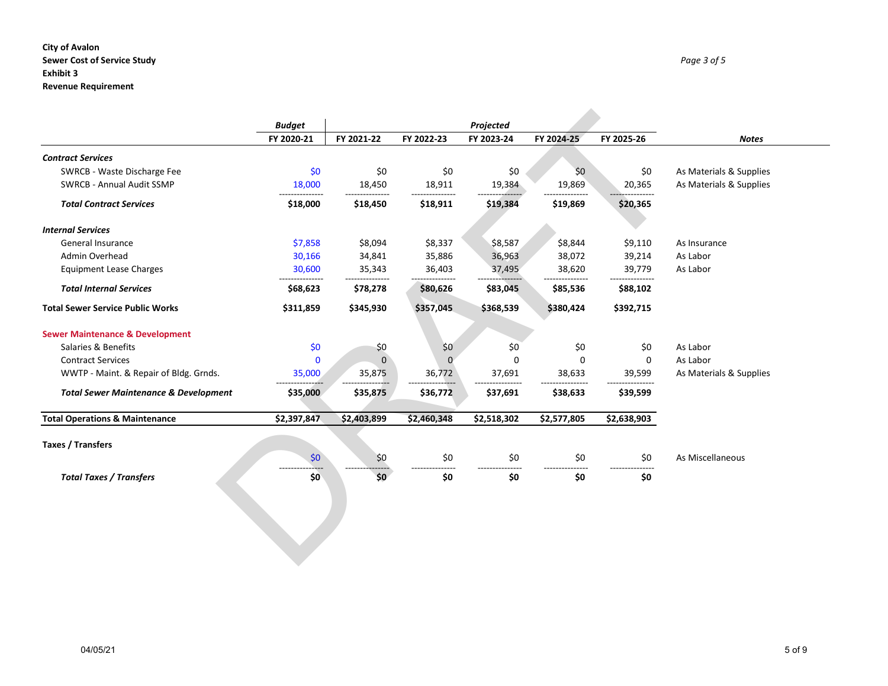**City of Avalon**
**Sewer Cost of Service Study**
**Exhibit 3**
**Revenue Requirement**

| | *Budget* | *Projected* | | | | | |
|---|---|---|---|---|---|---|---|
| | **FY 2020-21** | **FY 2021-22** | **FY 2022-23** | **FY 2023-24** | **FY 2024-25** | **FY 2025-26** | ***Notes*** |
| ***Contract Services*** | | | | | | | |
| SWRCB - Waste Discharge Fee | $0 | $0 | $0 | $0 | $0 | $0 | As Materials & Supplies |
| SWRCB - Annual Audit SSMP | 18,000 | 18,450 | 18,911 | 19,384 | 19,869 | 20,365 | As Materials & Supplies |
| ***Total Contract Services*** | **$18,000** | **$18,450** | **$18,911** | **$19,384** | **$19,869** | **$20,365** | |
| ***Internal Services*** | | | | | | | |
| General Insurance | $7,858 | $8,094 | $8,337 | $8,587 | $8,844 | $9,110 | As Insurance |
| Admin Overhead | 30,166 | 34,841 | 35,886 | 36,963 | 38,072 | 39,214 | As Labor |
| Equipment Lease Charges | 30,600 | 35,343 | 36,403 | 37,495 | 38,620 | 39,779 | As Labor |
| ***Total Internal Services*** | **$68,623** | **$78,278** | **$80,626** | **$83,045** | **$85,536** | **$88,102** | |
| **Total Sewer Service Public Works** | **$311,859** | **$345,930** | **$357,045** | **$368,539** | **$380,424** | **$392,715** | |
| **Sewer Maintenance & Development** | | | | | | | |
| Salaries & Benefits | $0 | $0 | $0 | $0 | $0 | $0 | As Labor |
| Contract Services | 0 | 0 | 0 | 0 | 0 | 0 | As Labor |
| WWTP - Maint. & Repair of Bldg. Grnds. | 35,000 | 35,875 | 36,772 | 37,691 | 38,633 | 39,599 | As Materials & Supplies |
| ***Total Sewer Maintenance & Development*** | **$35,000** | **$35,875** | **$36,772** | **$37,691** | **$38,633** | **$39,599** | |
| **Total Operations & Maintenance** | **$2,397,847** | **$2,403,899** | **$2,460,348** | **$2,518,302** | **$2,577,805** | **$2,638,903** | |
| **Taxes / Transfers** | | | | | | | |
| | $0 | $0 | $0 | $0 | $0 | $0 | As Miscellaneous |
| ***Total Taxes / Transfers*** | **$0** | **$0** | **$0** | **$0** | **$0** | **$0** | |

04/05/21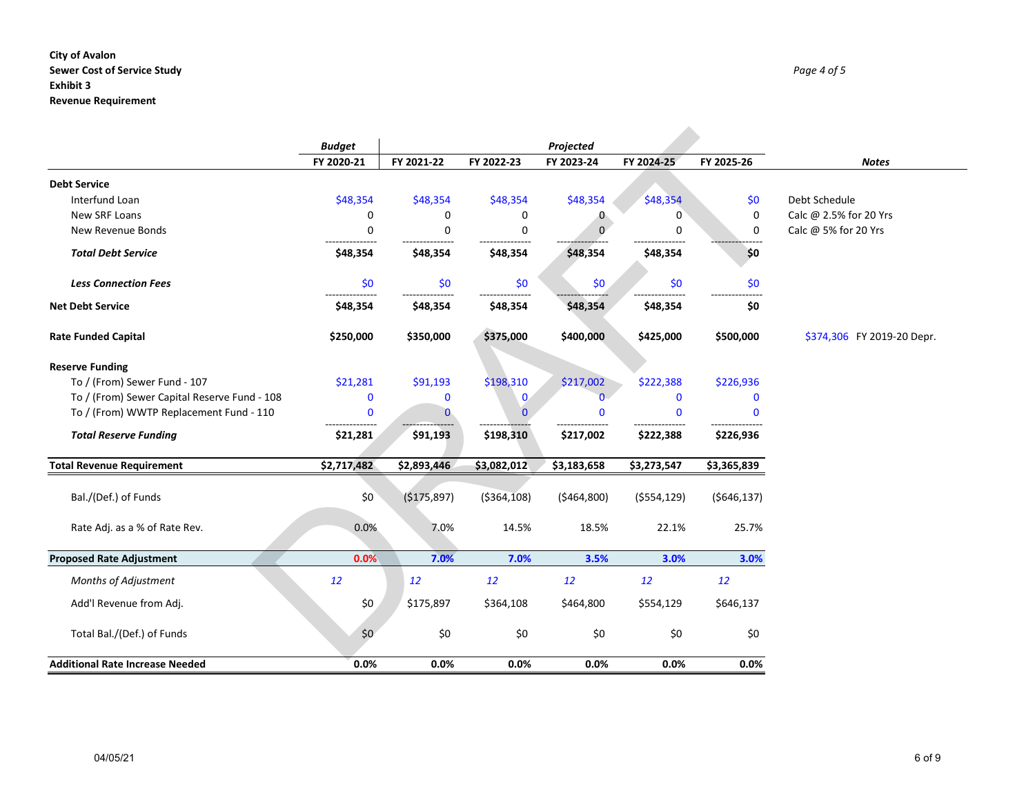**City of Avalon**
**Sewer Cost of Service Study**
**Exhibit 3**
**Revenue Requirement**

*Page 4 of 5*

| | *Budget* | *Projected* | | | | | |
|---|---|---|---|---|---|---|---|
| | **FY 2020-21** | **FY 2021-22** | **FY 2022-23** | **FY 2023-24** | **FY 2024-25** | **FY 2025-26** | ***Notes*** |
| **Debt Service** | | | | | | | |
| Interfund Loan | $48,354 | $48,354 | $48,354 | $48,354 | $48,354 | $0 | Debt Schedule |
| New SRF Loans | 0 | 0 | 0 | 0 | 0 | 0 | Calc @ 2.5% for 20 Yrs |
| New Revenue Bonds | 0 | 0 | 0 | 0 | 0 | 0 | Calc @ 5% for 20 Yrs |
| ***Total Debt Service*** | **$48,354** | **$48,354** | **$48,354** | **$48,354** | **$48,354** | **$0** | |
| ***Less Connection Fees*** | $0 | $0 | $0 | $0 | $0 | $0 | |
| **Net Debt Service** | **$48,354** | **$48,354** | **$48,354** | **$48,354** | **$48,354** | **$0** | |
| **Rate Funded Capital** | **$250,000** | **$350,000** | **$375,000** | **$400,000** | **$425,000** | **$500,000** | $374,306 FY 2019-20 Depr. |
| **Reserve Funding** | | | | | | | |
| To / (From) Sewer Fund - 107 | $21,281 | $91,193 | $198,310 | $217,002 | $222,388 | $226,936 | |
| To / (From) Sewer Capital Reserve Fund - 108 | 0 | 0 | 0 | 0 | 0 | 0 | |
| To / (From) WWTP Replacement Fund - 110 | 0 | 0 | 0 | 0 | 0 | 0 | |
| ***Total Reserve Funding*** | **$21,281** | **$91,193** | **$198,310** | **$217,002** | **$222,388** | **$226,936** | |
| **Total Revenue Requirement** | **$2,717,482** | **$2,893,446** | **$3,082,012** | **$3,183,658** | **$3,273,547** | **$3,365,839** | |
| Bal./(Def.) of Funds | $0 | ($175,897) | ($364,108) | ($464,800) | ($554,129) | ($646,137) | |
| Rate Adj. as a % of Rate Rev. | 0.0% | 7.0% | 14.5% | 18.5% | 22.1% | 25.7% | |
| **Proposed Rate Adjustment** | **0.0%** | **7.0%** | **7.0%** | **3.5%** | **3.0%** | **3.0%** | |
| *Months of Adjustment* | *12* | *12* | *12* | *12* | *12* | *12* | |
| Add'l Revenue from Adj. | $0 | $175,897 | $364,108 | $464,800 | $554,129 | $646,137 | |
| Total Bal./(Def.) of Funds | $0 | $0 | $0 | $0 | $0 | $0 | |
| **Additional Rate Increase Needed** | **0.0%** | **0.0%** | **0.0%** | **0.0%** | **0.0%** | **0.0%** | |

04/05/21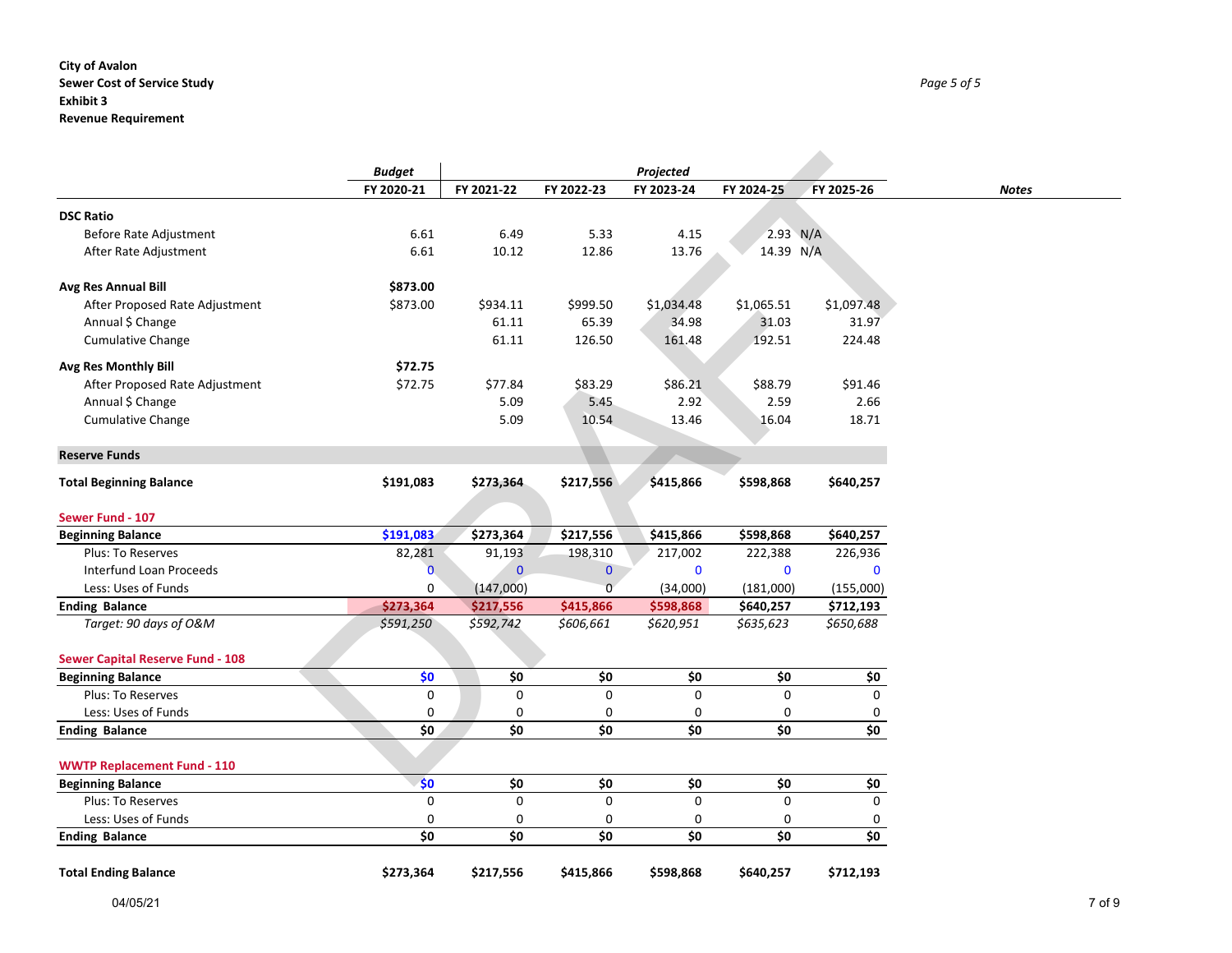**City of Avalon**
**Sewer Cost of Service Study**
**Exhibit 3**
**Revenue Requirement**

| | *Budget* | *Projected* | | | | | *Notes* |
|---|---|---|---|---|---|---|---|
| | FY 2020-21 | FY 2021-22 | FY 2022-23 | FY 2023-24 | FY 2024-25 | FY 2025-26 | |
| **DSC Ratio** | | | | | | | |
| Before Rate Adjustment | 6.61 | 6.49 | 5.33 | 4.15 | 2.93 | N/A | |
| After Rate Adjustment | 6.61 | 10.12 | 12.86 | 13.76 | 14.39 | N/A | |
| **Avg Res Annual Bill** | **$873.00** | | | | | | |
| After Proposed Rate Adjustment | $873.00 | $934.11 | $999.50 | $1,034.48 | $1,065.51 | $1,097.48 | |
| Annual $ Change | | 61.11 | 65.39 | 34.98 | 31.03 | 31.97 | |
| Cumulative Change | | 61.11 | 126.50 | 161.48 | 192.51 | 224.48 | |
| **Avg Res Monthly Bill** | **$72.75** | | | | | | |
| After Proposed Rate Adjustment | $72.75 | $77.84 | $83.29 | $86.21 | $88.79 | $91.46 | |
| Annual $ Change | | 5.09 | 5.45 | 2.92 | 2.59 | 2.66 | |
| Cumulative Change | | 5.09 | 10.54 | 13.46 | 16.04 | 18.71 | |
| **Reserve Funds** | | | | | | | |
| **Total Beginning Balance** | **$191,083** | **$273,364** | **$217,556** | **$415,866** | **$598,868** | **$640,257** | |
| **Sewer Fund - 107** | | | | | | | |
| **Beginning Balance** | **$191,083** | **$273,364** | **$217,556** | **$415,866** | **$598,868** | **$640,257** | |
| Plus: To Reserves | 82,281 | 91,193 | 198,310 | 217,002 | 222,388 | 226,936 | |
| Interfund Loan Proceeds | 0 | 0 | 0 | 0 | 0 | 0 | |
| Less: Uses of Funds | 0 | (147,000) | 0 | (34,000) | (181,000) | (155,000) | |
| **Ending Balance** | **$273,364** | **$217,556** | **$415,866** | **$598,868** | **$640,257** | **$712,193** | |
| *Target: 90 days of O&M* | *$591,250* | *$592,742* | *$606,661* | *$620,951* | *$635,623* | *$650,688* | |
| **Sewer Capital Reserve Fund - 108** | | | | | | | |
| **Beginning Balance** | **$0** | **$0** | **$0** | **$0** | **$0** | **$0** | |
| Plus: To Reserves | 0 | 0 | 0 | 0 | 0 | 0 | |
| Less: Uses of Funds | 0 | 0 | 0 | 0 | 0 | 0 | |
| **Ending Balance** | **$0** | **$0** | **$0** | **$0** | **$0** | **$0** | |
| **WWTP Replacement Fund - 110** | | | | | | | |
| **Beginning Balance** | **$0** | **$0** | **$0** | **$0** | **$0** | **$0** | |
| Plus: To Reserves | 0 | 0 | 0 | 0 | 0 | 0 | |
| Less: Uses of Funds | 0 | 0 | 0 | 0 | 0 | 0 | |
| **Ending Balance** | **$0** | **$0** | **$0** | **$0** | **$0** | **$0** | |
| **Total Ending Balance** | **$273,364** | **$217,556** | **$415,866** | **$598,868** | **$640,257** | **$712,193** | |

04/05/21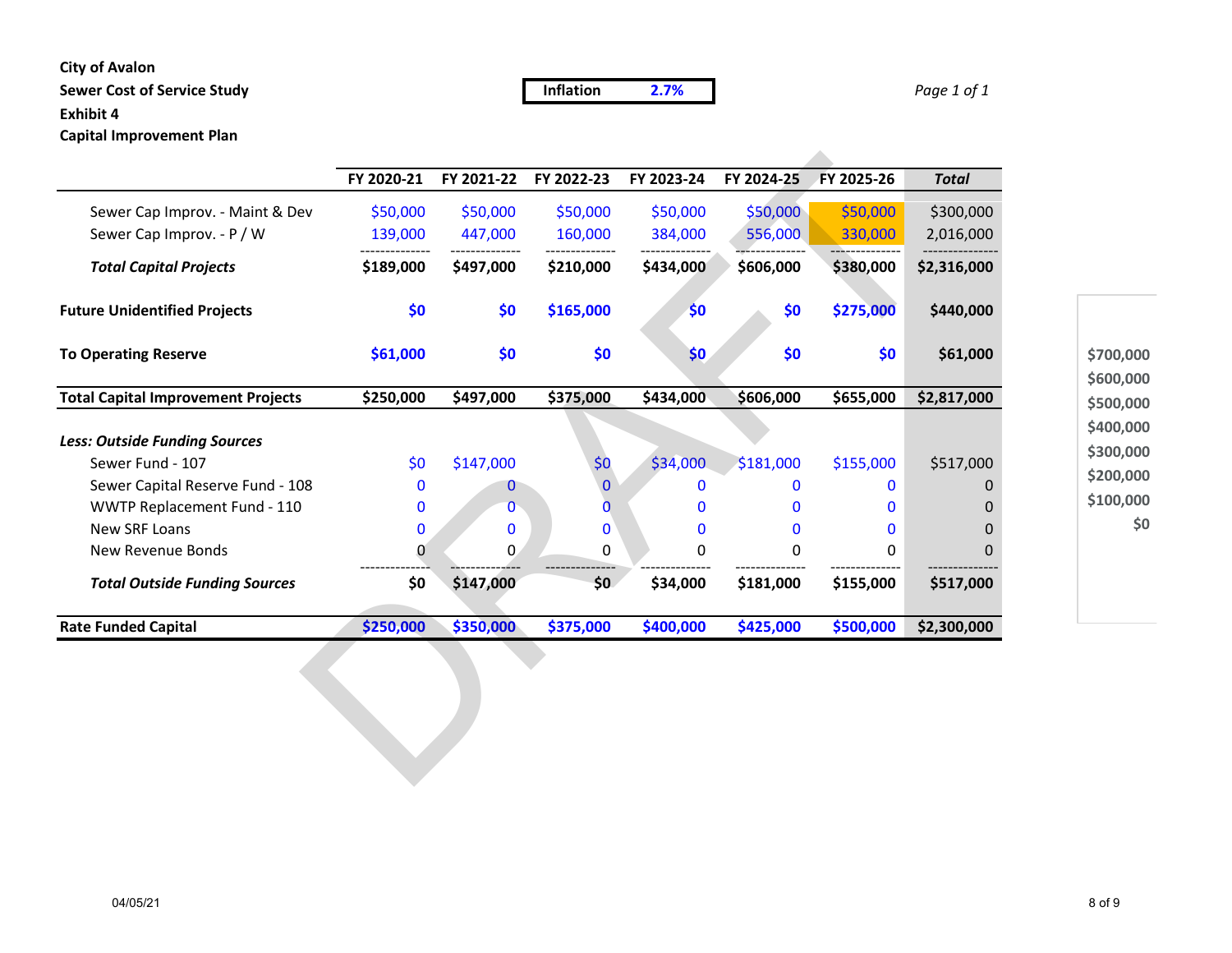**City of Avalon**
**Sewer Cost of Service Study**
**Exhibit 4**
**Capital Improvement Plan**

| **Inflation** | **2.7%** |
|---|---|

| | FY 2020-21 | FY 2021-22 | FY 2022-23 | FY 2023-24 | FY 2024-25 | FY 2025-26 | *Total* |
|---|---|---|---|---|---|---|---|
| Sewer Cap Improv. - Maint & Dev | $50,000 | $50,000 | $50,000 | $50,000 | $50,000 | $50,000 | $300,000 |
| Sewer Cap Improv. - P / W | 139,000 | 447,000 | 160,000 | 384,000 | 556,000 | 330,000 | 2,016,000 |
| ***Total Capital Projects*** | **$189,000** | **$497,000** | **$210,000** | **$434,000** | **$606,000** | **$380,000** | **$2,316,000** |
| **Future Unidentified Projects** | **$0** | **$0** | **$165,000** | **$0** | **$0** | **$275,000** | **$440,000** |
| **To Operating Reserve** | **$61,000** | **$0** | **$0** | **$0** | **$0** | **$0** | **$61,000** |
| **Total Capital Improvement Projects** | **$250,000** | **$497,000** | **$375,000** | **$434,000** | **$606,000** | **$655,000** | **$2,817,000** |
| ***Less: Outside Funding Sources*** | | | | | | | |
| Sewer Fund - 107 | $0 | $147,000 | $0 | $34,000 | $181,000 | $155,000 | $517,000 |
| Sewer Capital Reserve Fund - 108 | 0 | 0 | 0 | 0 | 0 | 0 | 0 |
| WWTP Replacement Fund - 110 | 0 | 0 | 0 | 0 | 0 | 0 | 0 |
| New SRF Loans | 0 | 0 | 0 | 0 | 0 | 0 | 0 |
| New Revenue Bonds | 0 | 0 | 0 | 0 | 0 | 0 | 0 |
| ***Total Outside Funding Sources*** | **$0** | **$147,000** | **$0** | **$34,000** | **$181,000** | **$155,000** | **$517,000** |
| **Rate Funded Capital** | **$250,000** | **$350,000** | **$375,000** | **$400,000** | **$425,000** | **$500,000** | **$2,300,000** |

$700,000
$600,000
$500,000
$400,000
$300,000
$200,000
$100,000
$0

04/05/21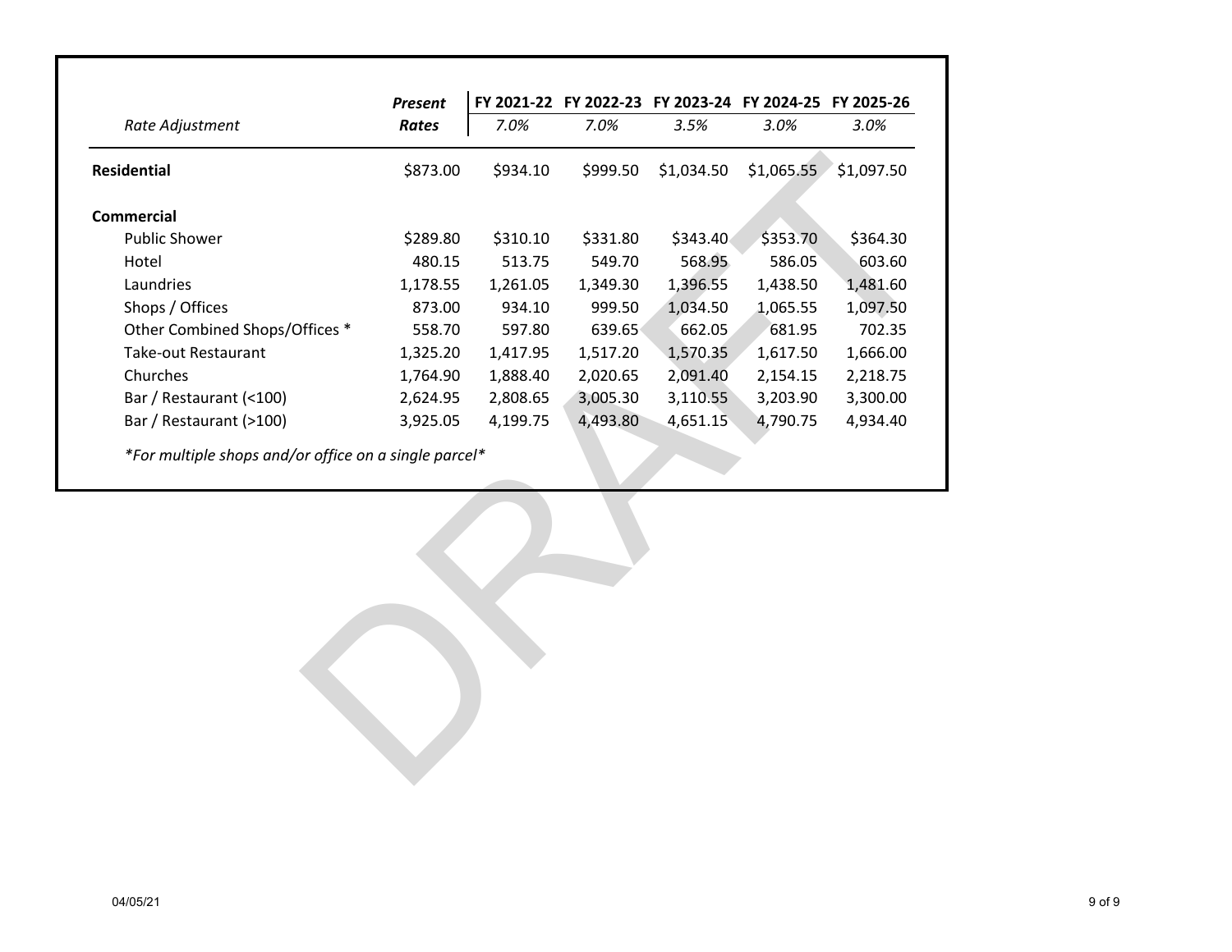| *Rate Adjustment* | ***Present Rates*** | **FY 2021-22** *7.0%* | **FY 2022-23** *7.0%* | **FY 2023-24** *3.5%* | **FY 2024-25** *3.0%* | **FY 2025-26** *3.0%* |
|---|---|---|---|---|---|---|
| **Residential** | $873.00 | $934.10 | $999.50 | $1,034.50 | $1,065.55 | $1,097.50 |
| **Commercial** | | | | | | |
| Public Shower | $289.80 | $310.10 | $331.80 | $343.40 | $353.70 | $364.30 |
| Hotel | 480.15 | 513.75 | 549.70 | 568.95 | 586.05 | 603.60 |
| Laundries | 1,178.55 | 1,261.05 | 1,349.30 | 1,396.55 | 1,438.50 | 1,481.60 |
| Shops / Offices | 873.00 | 934.10 | 999.50 | 1,034.50 | 1,065.55 | 1,097.50 |
| Other Combined Shops/Offices * | 558.70 | 597.80 | 639.65 | 662.05 | 681.95 | 702.35 |
| Take-out Restaurant | 1,325.20 | 1,417.95 | 1,517.20 | 1,570.35 | 1,617.50 | 1,666.00 |
| Churches | 1,764.90 | 1,888.40 | 2,020.65 | 2,091.40 | 2,154.15 | 2,218.75 |
| Bar / Restaurant (<100) | 2,624.95 | 2,808.65 | 3,005.30 | 3,110.55 | 3,203.90 | 3,300.00 |
| Bar / Restaurant (>100) | 3,925.05 | 4,199.75 | 4,493.80 | 4,651.15 | 4,790.75 | 4,934.40 |

*\*For multiple shops and/or office on a single parcel\**

DRAFT

04/05/21